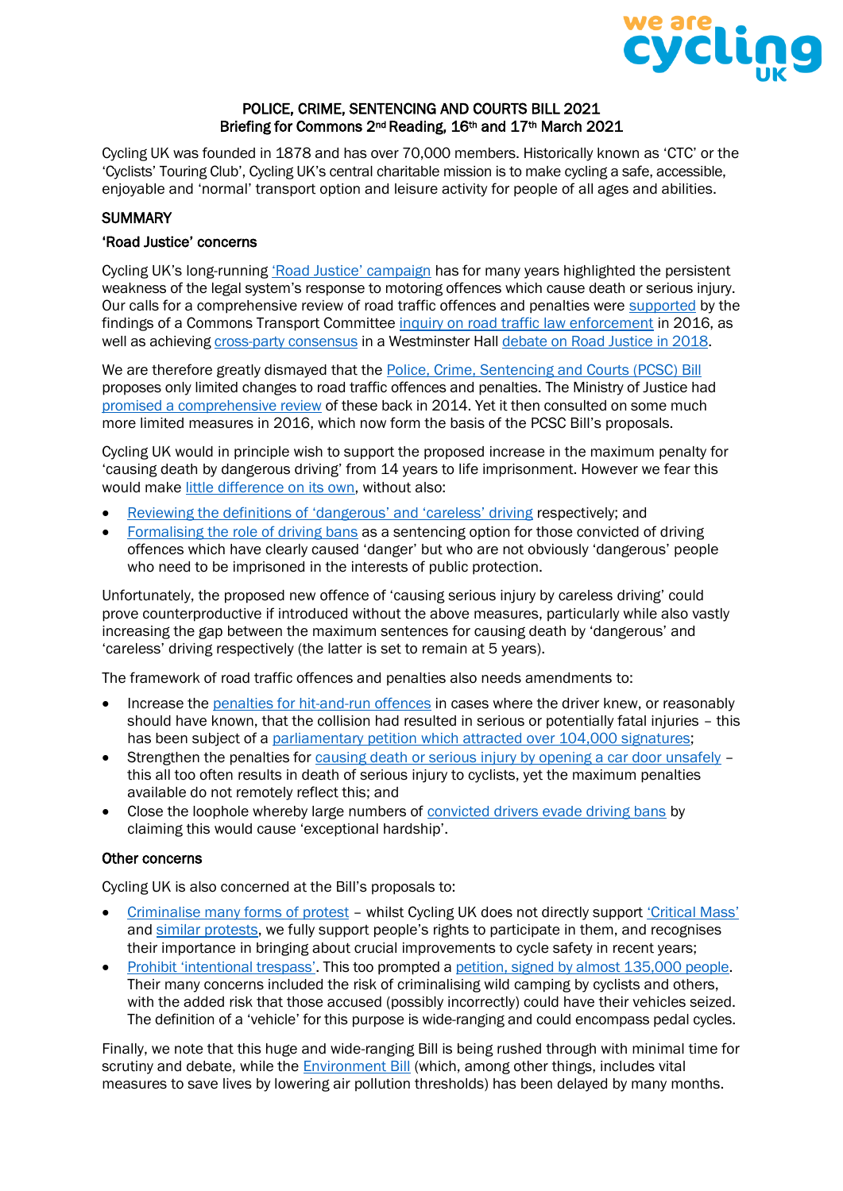# POLICE, CRIME, SENTENCING AND COURTS BILL 2021
## Briefing for Commons 2nd Reading, 16th and 17th March 2021

Cycling UK was founded in 1878 and has over 70,000 members. Historically known as 'CTC' or the 'Cyclists' Touring Club', Cycling UK's central charitable mission is to make cycling a safe, accessible, enjoyable and 'normal' transport option and leisure activity for people of all ages and abilities.

## SUMMARY

### 'Road Justice' concerns

Cycling UK's long-running 'Road Justice' campaign has for many years highlighted the persistent weakness of the legal system's response to motoring offences which cause death or serious injury. Our calls for a comprehensive review of road traffic offences and penalties were supported by the findings of a Commons Transport Committee inquiry on road traffic law enforcement in 2016, as well as achieving cross-party consensus in a Westminster Hall debate on Road Justice in 2018.

We are therefore greatly dismayed that the Police, Crime, Sentencing and Courts (PCSC) Bill proposes only limited changes to road traffic offences and penalties. The Ministry of Justice had promised a comprehensive review of these back in 2014. Yet it then consulted on some much more limited measures in 2016, which now form the basis of the PCSC Bill's proposals.

Cycling UK would in principle wish to support the proposed increase in the maximum penalty for 'causing death by dangerous driving' from 14 years to life imprisonment. However we fear this would make little difference on its own, without also:

- Reviewing the definitions of 'dangerous' and 'careless' driving respectively; and
- Formalising the role of driving bans as a sentencing option for those convicted of driving offences which have clearly caused 'danger' but who are not obviously 'dangerous' people who need to be imprisoned in the interests of public protection.

Unfortunately, the proposed new offence of 'causing serious injury by careless driving' could prove counterproductive if introduced without the above measures, particularly while also vastly increasing the gap between the maximum sentences for causing death by 'dangerous' and 'careless' driving respectively (the latter is set to remain at 5 years).

The framework of road traffic offences and penalties also needs amendments to:

- Increase the penalties for hit-and-run offences in cases where the driver knew, or reasonably should have known, that the collision had resulted in serious or potentially fatal injuries – this has been subject of a parliamentary petition which attracted over 104,000 signatures;
- Strengthen the penalties for causing death or serious injury by opening a car door unsafely – this all too often results in death of serious injury to cyclists, yet the maximum penalties available do not remotely reflect this; and
- Close the loophole whereby large numbers of convicted drivers evade driving bans by claiming this would cause 'exceptional hardship'.

### Other concerns

Cycling UK is also concerned at the Bill's proposals to:

- Criminalise many forms of protest – whilst Cycling UK does not directly support 'Critical Mass' and similar protests, we fully support people's rights to participate in them, and recognises their importance in bringing about crucial improvements to cycle safety in recent years;
- Prohibit 'intentional trespass'. This too prompted a petition, signed by almost 135,000 people. Their many concerns included the risk of criminalising wild camping by cyclists and others, with the added risk that those accused (possibly incorrectly) could have their vehicles seized. The definition of a 'vehicle' for this purpose is wide-ranging and could encompass pedal cycles.

Finally, we note that this huge and wide-ranging Bill is being rushed through with minimal time for scrutiny and debate, while the Environment Bill (which, among other things, includes vital measures to save lives by lowering air pollution thresholds) has been delayed by many months.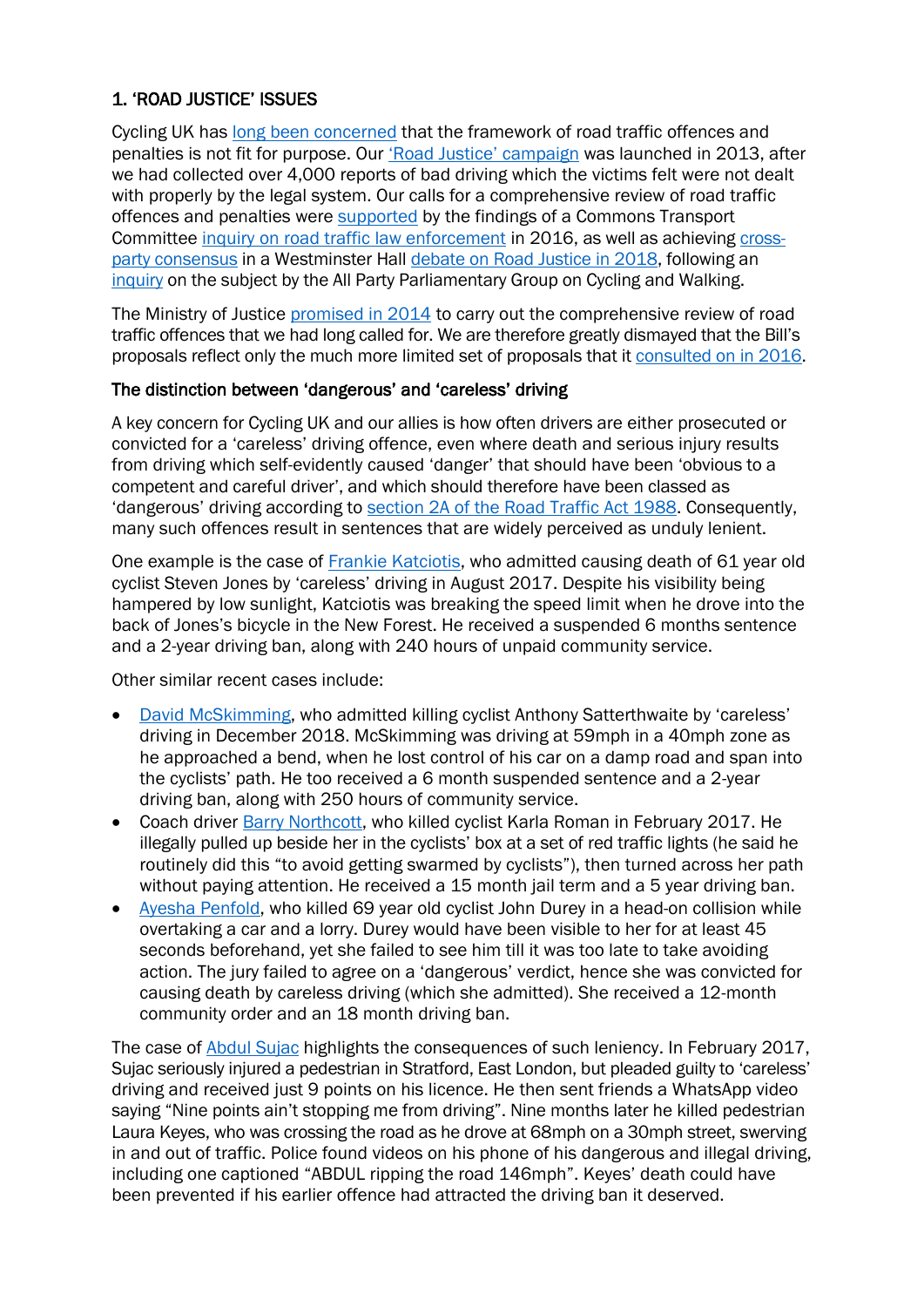## 1. 'ROAD JUSTICE' ISSUES

Cycling UK has long been concerned that the framework of road traffic offences and penalties is not fit for purpose. Our 'Road Justice' campaign was launched in 2013, after we had collected over 4,000 reports of bad driving which the victims felt were not dealt with properly by the legal system. Our calls for a comprehensive review of road traffic offences and penalties were supported by the findings of a Commons Transport Committee inquiry on road traffic law enforcement in 2016, as well as achieving cross-party consensus in a Westminster Hall debate on Road Justice in 2018, following an inquiry on the subject by the All Party Parliamentary Group on Cycling and Walking.

The Ministry of Justice promised in 2014 to carry out the comprehensive review of road traffic offences that we had long called for. We are therefore greatly dismayed that the Bill's proposals reflect only the much more limited set of proposals that it consulted on in 2016.

### The distinction between 'dangerous' and 'careless' driving

A key concern for Cycling UK and our allies is how often drivers are either prosecuted or convicted for a 'careless' driving offence, even where death and serious injury results from driving which self-evidently caused 'danger' that should have been 'obvious to a competent and careful driver', and which should therefore have been classed as 'dangerous' driving according to section 2A of the Road Traffic Act 1988. Consequently, many such offences result in sentences that are widely perceived as unduly lenient.

One example is the case of Frankie Katciotis, who admitted causing death of 61 year old cyclist Steven Jones by 'careless' driving in August 2017. Despite his visibility being hampered by low sunlight, Katciotis was breaking the speed limit when he drove into the back of Jones's bicycle in the New Forest. He received a suspended 6 months sentence and a 2-year driving ban, along with 240 hours of unpaid community service.

Other similar recent cases include:

- David McSkimming, who admitted killing cyclist Anthony Satterthwaite by 'careless' driving in December 2018. McSkimming was driving at 59mph in a 40mph zone as he approached a bend, when he lost control of his car on a damp road and span into the cyclists' path. He too received a 6 month suspended sentence and a 2-year driving ban, along with 250 hours of community service.
- Coach driver Barry Northcott, who killed cyclist Karla Roman in February 2017. He illegally pulled up beside her in the cyclists' box at a set of red traffic lights (he said he routinely did this "to avoid getting swarmed by cyclists"), then turned across her path without paying attention. He received a 15 month jail term and a 5 year driving ban.
- Ayesha Penfold, who killed 69 year old cyclist John Durey in a head-on collision while overtaking a car and a lorry. Durey would have been visible to her for at least 45 seconds beforehand, yet she failed to see him till it was too late to take avoiding action. The jury failed to agree on a 'dangerous' verdict, hence she was convicted for causing death by careless driving (which she admitted). She received a 12-month community order and an 18 month driving ban.

The case of Abdul Sujac highlights the consequences of such leniency. In February 2017, Sujac seriously injured a pedestrian in Stratford, East London, but pleaded guilty to 'careless' driving and received just 9 points on his licence. He then sent friends a WhatsApp video saying "Nine points ain't stopping me from driving". Nine months later he killed pedestrian Laura Keyes, who was crossing the road as he drove at 68mph on a 30mph street, swerving in and out of traffic. Police found videos on his phone of his dangerous and illegal driving, including one captioned "ABDUL ripping the road 146mph". Keyes' death could have been prevented if his earlier offence had attracted the driving ban it deserved.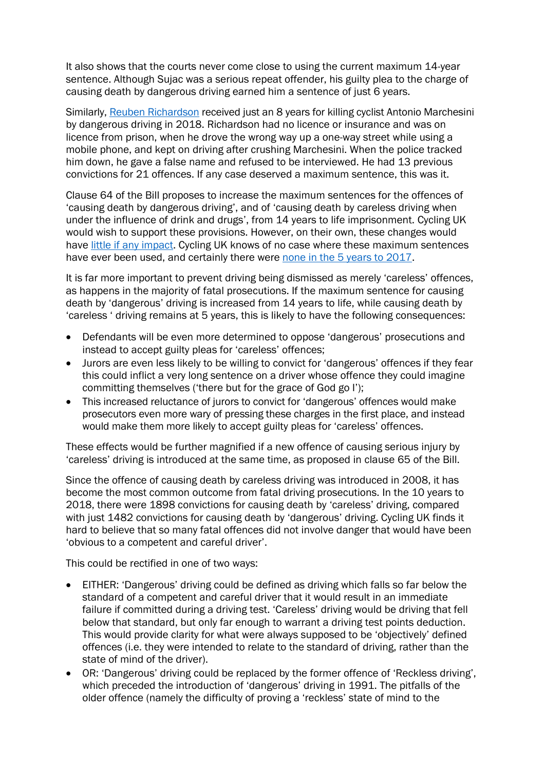It also shows that the courts never come close to using the current maximum 14-year sentence. Although Sujac was a serious repeat offender, his guilty plea to the charge of causing death by dangerous driving earned him a sentence of just 6 years.

Similarly, [Reuben Richardson]() received just an 8 years for killing cyclist Antonio Marchesini by dangerous driving in 2018. Richardson had no licence or insurance and was on licence from prison, when he drove the wrong way up a one-way street while using a mobile phone, and kept on driving after crushing Marchesini. When the police tracked him down, he gave a false name and refused to be interviewed. He had 13 previous convictions for 21 offences. If any case deserved a maximum sentence, this was it.

Clause 64 of the Bill proposes to increase the maximum sentences for the offences of 'causing death by dangerous driving', and of 'causing death by careless driving when under the influence of drink and drugs', from 14 years to life imprisonment. Cycling UK would wish to support these provisions. However, on their own, these changes would have [little if any impact](). Cycling UK knows of no case where these maximum sentences have ever been used, and certainly there were [none in the 5 years to 2017]().

It is far more important to prevent driving being dismissed as merely 'careless' offences, as happens in the majority of fatal prosecutions. If the maximum sentence for causing death by 'dangerous' driving is increased from 14 years to life, while causing death by 'careless ' driving remains at 5 years, this is likely to have the following consequences:

- Defendants will be even more determined to oppose 'dangerous' prosecutions and instead to accept guilty pleas for 'careless' offences;
- Jurors are even less likely to be willing to convict for 'dangerous' offences if they fear this could inflict a very long sentence on a driver whose offence they could imagine committing themselves ('there but for the grace of God go I');
- This increased reluctance of jurors to convict for 'dangerous' offences would make prosecutors even more wary of pressing these charges in the first place, and instead would make them more likely to accept guilty pleas for 'careless' offences.

These effects would be further magnified if a new offence of causing serious injury by 'careless' driving is introduced at the same time, as proposed in clause 65 of the Bill.

Since the offence of causing death by careless driving was introduced in 2008, it has become the most common outcome from fatal driving prosecutions. In the 10 years to 2018, there were 1898 convictions for causing death by 'careless' driving, compared with just 1482 convictions for causing death by 'dangerous' driving. Cycling UK finds it hard to believe that so many fatal offences did not involve danger that would have been 'obvious to a competent and careful driver'.

This could be rectified in one of two ways:

- EITHER: 'Dangerous' driving could be defined as driving which falls so far below the standard of a competent and careful driver that it would result in an immediate failure if committed during a driving test. 'Careless' driving would be driving that fell below that standard, but only far enough to warrant a driving test points deduction. This would provide clarity for what were always supposed to be 'objectively' defined offences (i.e. they were intended to relate to the standard of driving, rather than the state of mind of the driver).
- OR: 'Dangerous' driving could be replaced by the former offence of 'Reckless driving', which preceded the introduction of 'dangerous' driving in 1991. The pitfalls of the older offence (namely the difficulty of proving a 'reckless' state of mind to the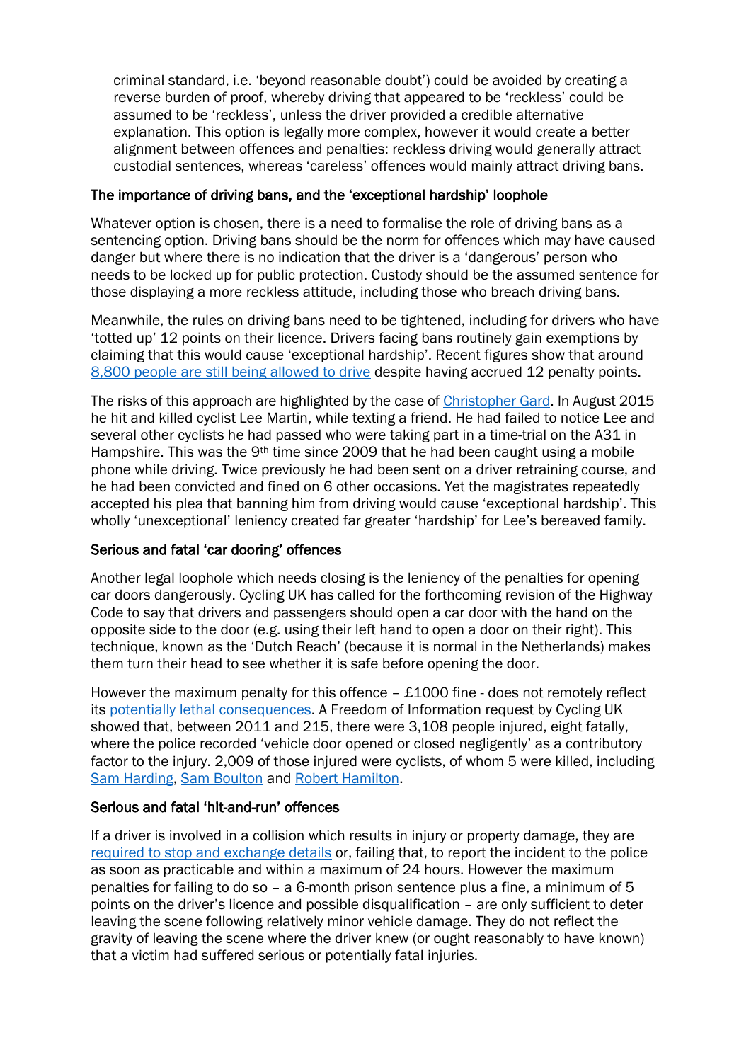criminal standard, i.e. 'beyond reasonable doubt') could be avoided by creating a reverse burden of proof, whereby driving that appeared to be 'reckless' could be assumed to be 'reckless', unless the driver provided a credible alternative explanation. This option is legally more complex, however it would create a better alignment between offences and penalties: reckless driving would generally attract custodial sentences, whereas 'careless' offences would mainly attract driving bans.

### The importance of driving bans, and the 'exceptional hardship' loophole

Whatever option is chosen, there is a need to formalise the role of driving bans as a sentencing option. Driving bans should be the norm for offences which may have caused danger but where there is no indication that the driver is a 'dangerous' person who needs to be locked up for public protection. Custody should be the assumed sentence for those displaying a more reckless attitude, including those who breach driving bans.

Meanwhile, the rules on driving bans need to be tightened, including for drivers who have 'totted up' 12 points on their licence. Drivers facing bans routinely gain exemptions by claiming that this would cause 'exceptional hardship'. Recent figures show that around 8,800 people are still being allowed to drive despite having accrued 12 penalty points.

The risks of this approach are highlighted by the case of Christopher Gard. In August 2015 he hit and killed cyclist Lee Martin, while texting a friend. He had failed to notice Lee and several other cyclists he had passed who were taking part in a time-trial on the A31 in Hampshire. This was the 9th time since 2009 that he had been caught using a mobile phone while driving. Twice previously he had been sent on a driver retraining course, and he had been convicted and fined on 6 other occasions. Yet the magistrates repeatedly accepted his plea that banning him from driving would cause 'exceptional hardship'. This wholly 'unexceptional' leniency created far greater 'hardship' for Lee's bereaved family.

### Serious and fatal 'car dooring' offences

Another legal loophole which needs closing is the leniency of the penalties for opening car doors dangerously. Cycling UK has called for the forthcoming revision of the Highway Code to say that drivers and passengers should open a car door with the hand on the opposite side to the door (e.g. using their left hand to open a door on their right). This technique, known as the 'Dutch Reach' (because it is normal in the Netherlands) makes them turn their head to see whether it is safe before opening the door.

However the maximum penalty for this offence – £1000 fine - does not remotely reflect its potentially lethal consequences. A Freedom of Information request by Cycling UK showed that, between 2011 and 215, there were 3,108 people injured, eight fatally, where the police recorded 'vehicle door opened or closed negligently' as a contributory factor to the injury. 2,009 of those injured were cyclists, of whom 5 were killed, including Sam Harding, Sam Boulton and Robert Hamilton.

### Serious and fatal 'hit-and-run' offences

If a driver is involved in a collision which results in injury or property damage, they are required to stop and exchange details or, failing that, to report the incident to the police as soon as practicable and within a maximum of 24 hours. However the maximum penalties for failing to do so – a 6-month prison sentence plus a fine, a minimum of 5 points on the driver's licence and possible disqualification – are only sufficient to deter leaving the scene following relatively minor vehicle damage. They do not reflect the gravity of leaving the scene where the driver knew (or ought reasonably to have known) that a victim had suffered serious or potentially fatal injuries.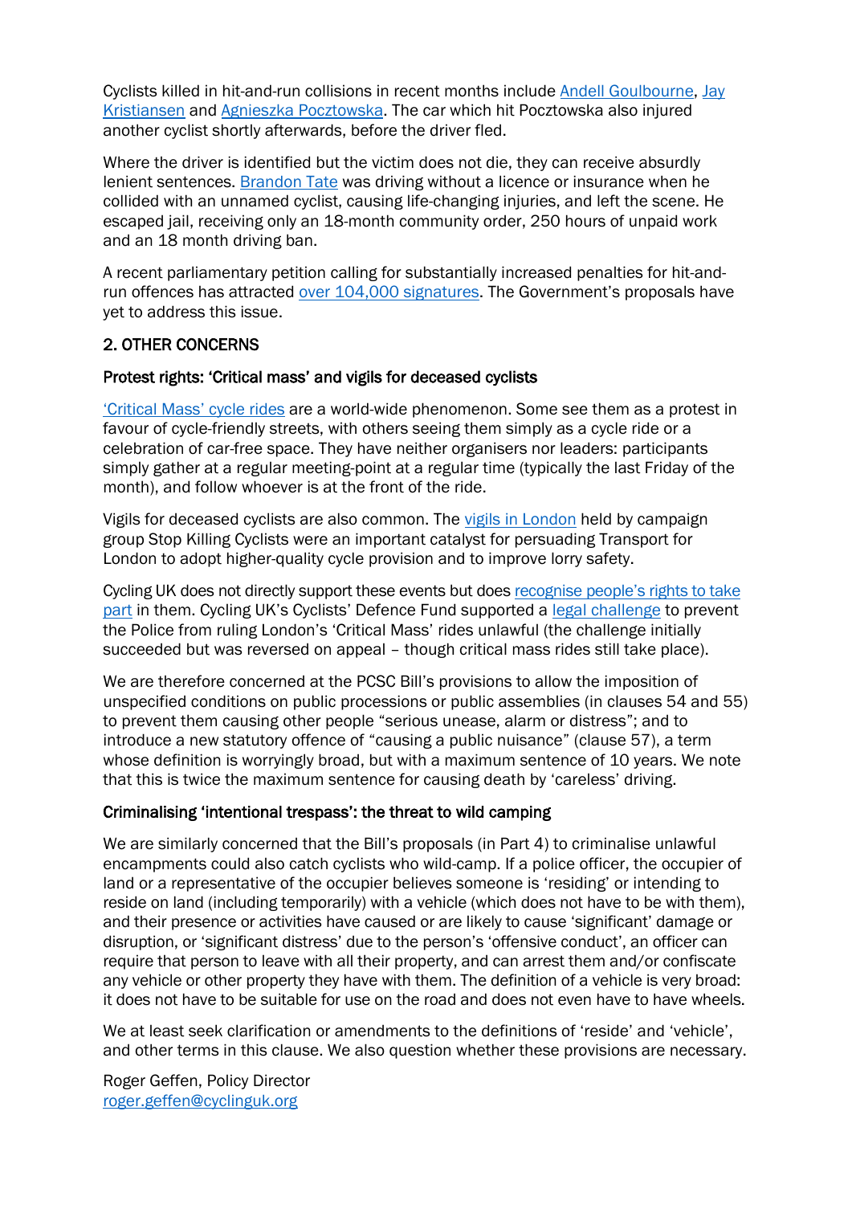Cyclists killed in hit-and-run collisions in recent months include Andell Goulbourne, Jay Kristiansen and Agnieszka Pocztowska. The car which hit Pocztowska also injured another cyclist shortly afterwards, before the driver fled.

Where the driver is identified but the victim does not die, they can receive absurdly lenient sentences. Brandon Tate was driving without a licence or insurance when he collided with an unnamed cyclist, causing life-changing injuries, and left the scene. He escaped jail, receiving only an 18-month community order, 250 hours of unpaid work and an 18 month driving ban.

A recent parliamentary petition calling for substantially increased penalties for hit-and-run offences has attracted over 104,000 signatures. The Government's proposals have yet to address this issue.

## 2. OTHER CONCERNS

### Protest rights: 'Critical mass' and vigils for deceased cyclists

'Critical Mass' cycle rides are a world-wide phenomenon. Some see them as a protest in favour of cycle-friendly streets, with others seeing them simply as a cycle ride or a celebration of car-free space. They have neither organisers nor leaders: participants simply gather at a regular meeting-point at a regular time (typically the last Friday of the month), and follow whoever is at the front of the ride.

Vigils for deceased cyclists are also common. The vigils in London held by campaign group Stop Killing Cyclists were an important catalyst for persuading Transport for London to adopt higher-quality cycle provision and to improve lorry safety.

Cycling UK does not directly support these events but does recognise people's rights to take part in them. Cycling UK's Cyclists' Defence Fund supported a legal challenge to prevent the Police from ruling London's 'Critical Mass' rides unlawful (the challenge initially succeeded but was reversed on appeal – though critical mass rides still take place).

We are therefore concerned at the PCSC Bill's provisions to allow the imposition of unspecified conditions on public processions or public assemblies (in clauses 54 and 55) to prevent them causing other people "serious unease, alarm or distress"; and to introduce a new statutory offence of "causing a public nuisance" (clause 57), a term whose definition is worryingly broad, but with a maximum sentence of 10 years. We note that this is twice the maximum sentence for causing death by 'careless' driving.

### Criminalising 'intentional trespass': the threat to wild camping

We are similarly concerned that the Bill's proposals (in Part 4) to criminalise unlawful encampments could also catch cyclists who wild-camp. If a police officer, the occupier of land or a representative of the occupier believes someone is 'residing' or intending to reside on land (including temporarily) with a vehicle (which does not have to be with them), and their presence or activities have caused or are likely to cause 'significant' damage or disruption, or 'significant distress' due to the person's 'offensive conduct', an officer can require that person to leave with all their property, and can arrest them and/or confiscate any vehicle or other property they have with them. The definition of a vehicle is very broad: it does not have to be suitable for use on the road and does not even have to have wheels.

We at least seek clarification or amendments to the definitions of 'reside' and 'vehicle', and other terms in this clause. We also question whether these provisions are necessary.

Roger Geffen, Policy Director
roger.geffen@cyclinguk.org